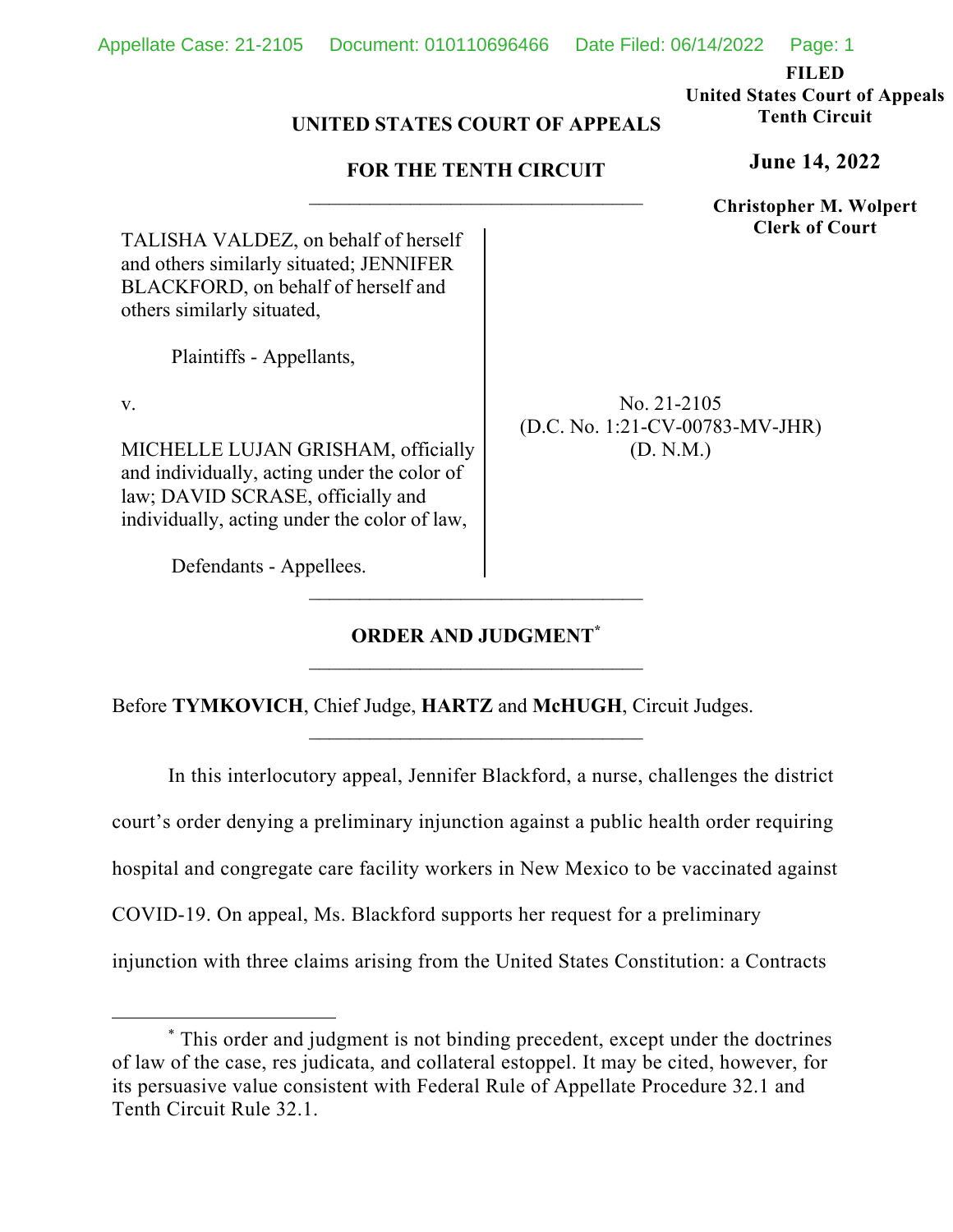**FILED**
**United States Court of Appeals**
**Tenth Circuit**

**June 14, 2022**

**Christopher M. Wolpert**
**Clerk of Court**

**UNITED STATES COURT OF APPEALS**

**FOR THE TENTH CIRCUIT**

---

TALISHA VALDEZ, on behalf of herself and others similarly situated; JENNIFER BLACKFORD, on behalf of herself and others similarly situated,

Plaintiffs - Appellants,

v.

MICHELLE LUJAN GRISHAM, officially and individually, acting under the color of law; DAVID SCRASE, officially and individually, acting under the color of law,

Defendants - Appellees.

No. 21-2105
(D.C. No. 1:21-CV-00783-MV-JHR)
(D. N.M.)

---

**ORDER AND JUDGMENT***

---

Before **TYMKOVICH**, Chief Judge, **HARTZ** and **McHUGH**, Circuit Judges.

---

In this interlocutory appeal, Jennifer Blackford, a nurse, challenges the district court's order denying a preliminary injunction against a public health order requiring hospital and congregate care facility workers in New Mexico to be vaccinated against COVID-19. On appeal, Ms. Blackford supports her request for a preliminary injunction with three claims arising from the United States Constitution: a Contracts

---

* This order and judgment is not binding precedent, except under the doctrines of law of the case, res judicata, and collateral estoppel. It may be cited, however, for its persuasive value consistent with Federal Rule of Appellate Procedure 32.1 and Tenth Circuit Rule 32.1.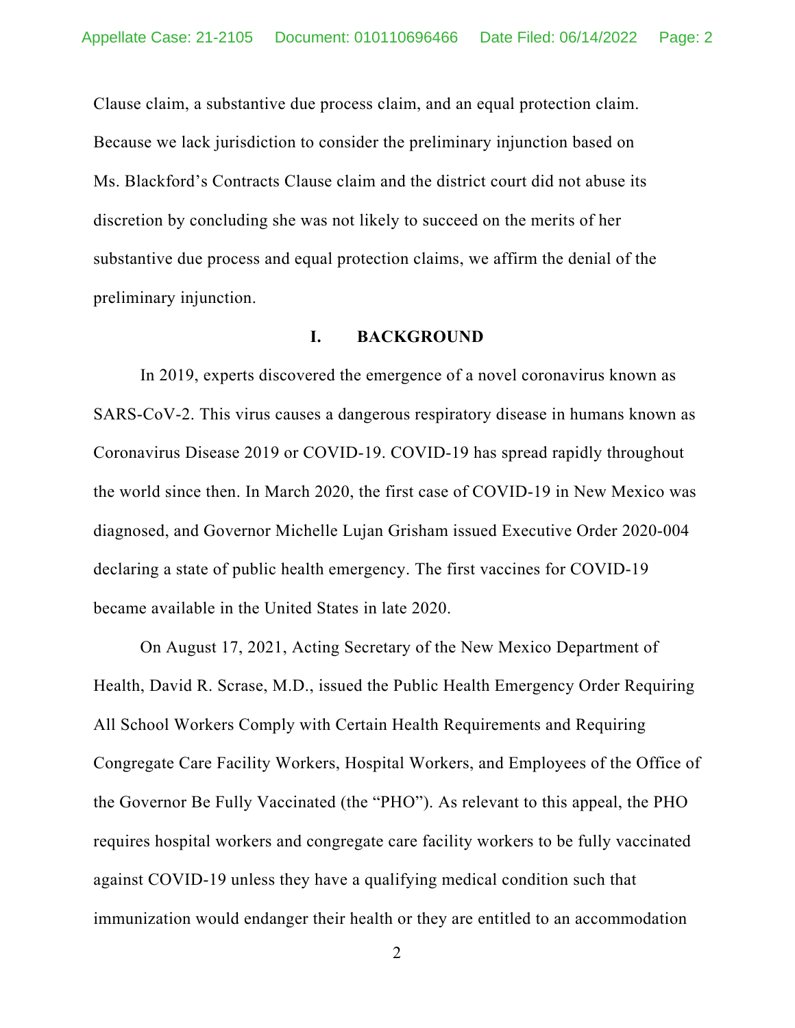Clause claim, a substantive due process claim, and an equal protection claim. Because we lack jurisdiction to consider the preliminary injunction based on Ms. Blackford's Contracts Clause claim and the district court did not abuse its discretion by concluding she was not likely to succeed on the merits of her substantive due process and equal protection claims, we affirm the denial of the preliminary injunction.

## I. BACKGROUND

In 2019, experts discovered the emergence of a novel coronavirus known as SARS-CoV-2. This virus causes a dangerous respiratory disease in humans known as Coronavirus Disease 2019 or COVID-19. COVID-19 has spread rapidly throughout the world since then. In March 2020, the first case of COVID-19 in New Mexico was diagnosed, and Governor Michelle Lujan Grisham issued Executive Order 2020-004 declaring a state of public health emergency. The first vaccines for COVID-19 became available in the United States in late 2020.

On August 17, 2021, Acting Secretary of the New Mexico Department of Health, David R. Scrase, M.D., issued the Public Health Emergency Order Requiring All School Workers Comply with Certain Health Requirements and Requiring Congregate Care Facility Workers, Hospital Workers, and Employees of the Office of the Governor Be Fully Vaccinated (the "PHO"). As relevant to this appeal, the PHO requires hospital workers and congregate care facility workers to be fully vaccinated against COVID-19 unless they have a qualifying medical condition such that immunization would endanger their health or they are entitled to an accommodation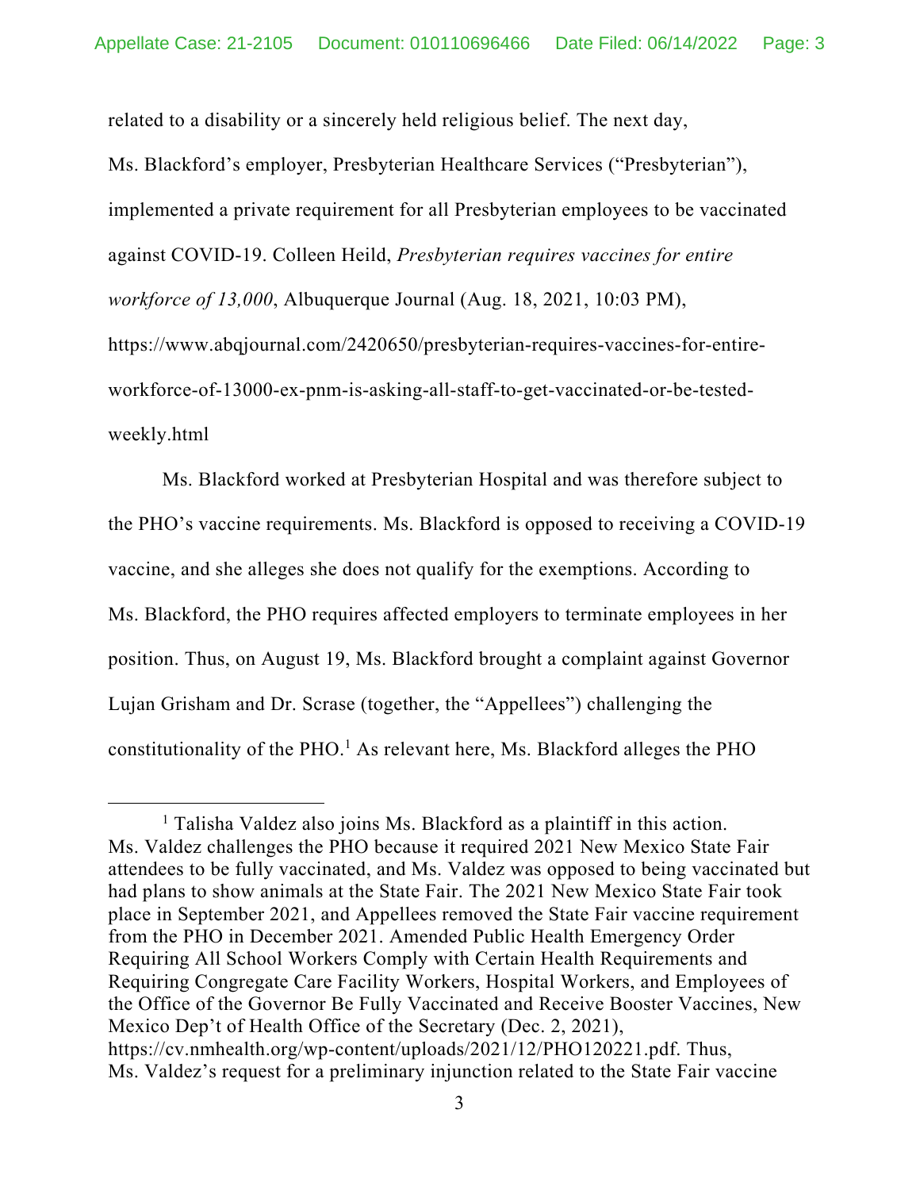related to a disability or a sincerely held religious belief. The next day, Ms. Blackford's employer, Presbyterian Healthcare Services ("Presbyterian"), implemented a private requirement for all Presbyterian employees to be vaccinated against COVID-19. Colleen Heild, *Presbyterian requires vaccines for entire workforce of 13,000*, Albuquerque Journal (Aug. 18, 2021, 10:03 PM), https://www.abqjournal.com/2420650/presbyterian-requires-vaccines-for-entire-workforce-of-13000-ex-pnm-is-asking-all-staff-to-get-vaccinated-or-be-tested-weekly.html

Ms. Blackford worked at Presbyterian Hospital and was therefore subject to the PHO's vaccine requirements. Ms. Blackford is opposed to receiving a COVID-19 vaccine, and she alleges she does not qualify for the exemptions. According to Ms. Blackford, the PHO requires affected employers to terminate employees in her position. Thus, on August 19, Ms. Blackford brought a complaint against Governor Lujan Grisham and Dr. Scrase (together, the "Appellees") challenging the constitutionality of the PHO.[1] As relevant here, Ms. Blackford alleges the PHO

---

[1] Talisha Valdez also joins Ms. Blackford as a plaintiff in this action. Ms. Valdez challenges the PHO because it required 2021 New Mexico State Fair attendees to be fully vaccinated, and Ms. Valdez was opposed to being vaccinated but had plans to show animals at the State Fair. The 2021 New Mexico State Fair took place in September 2021, and Appellees removed the State Fair vaccine requirement from the PHO in December 2021. Amended Public Health Emergency Order Requiring All School Workers Comply with Certain Health Requirements and Requiring Congregate Care Facility Workers, Hospital Workers, and Employees of the Office of the Governor Be Fully Vaccinated and Receive Booster Vaccines, New Mexico Dep't of Health Office of the Secretary (Dec. 2, 2021), https://cv.nmhealth.org/wp-content/uploads/2021/12/PHO120221.pdf. Thus, Ms. Valdez's request for a preliminary injunction related to the State Fair vaccine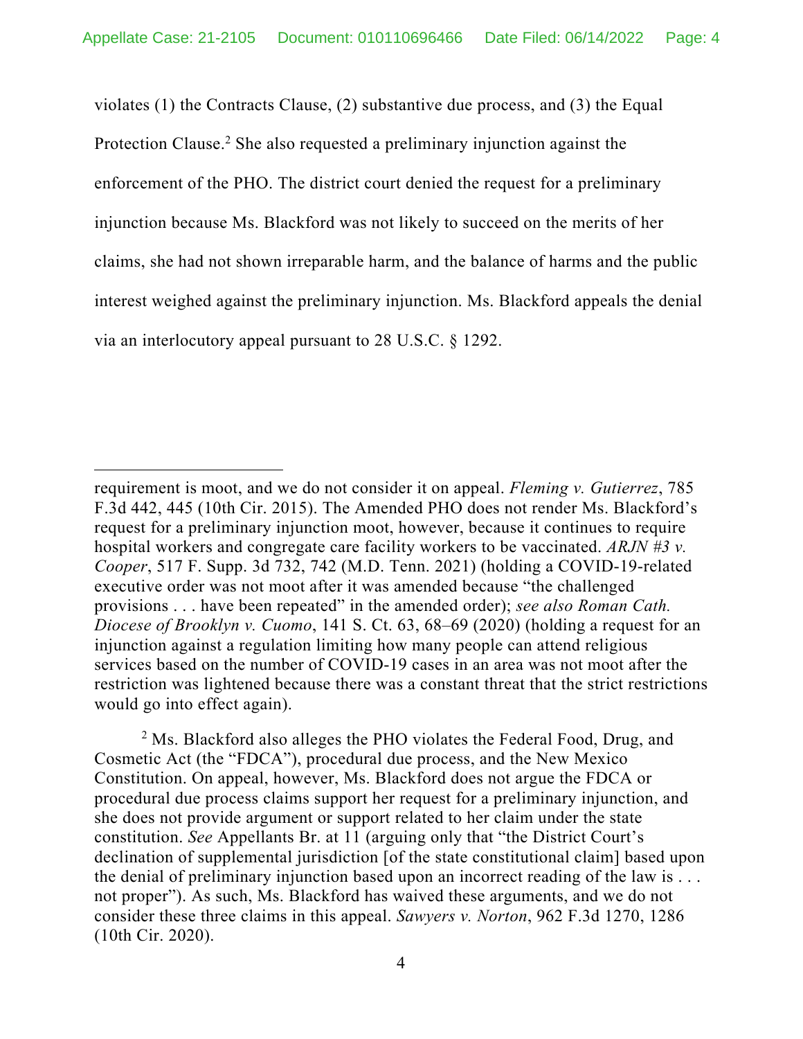violates (1) the Contracts Clause, (2) substantive due process, and (3) the Equal Protection Clause.[2] She also requested a preliminary injunction against the enforcement of the PHO. The district court denied the request for a preliminary injunction because Ms. Blackford was not likely to succeed on the merits of her claims, she had not shown irreparable harm, and the balance of harms and the public interest weighed against the preliminary injunction. Ms. Blackford appeals the denial via an interlocutory appeal pursuant to 28 U.S.C. § 1292.

---

requirement is moot, and we do not consider it on appeal. *Fleming v. Gutierrez*, 785 F.3d 442, 445 (10th Cir. 2015). The Amended PHO does not render Ms. Blackford's request for a preliminary injunction moot, however, because it continues to require hospital workers and congregate care facility workers to be vaccinated. *ARJN #3 v. Cooper*, 517 F. Supp. 3d 732, 742 (M.D. Tenn. 2021) (holding a COVID-19-related executive order was not moot after it was amended because "the challenged provisions . . . have been repeated" in the amended order); *see also Roman Cath. Diocese of Brooklyn v. Cuomo*, 141 S. Ct. 63, 68–69 (2020) (holding a request for an injunction against a regulation limiting how many people can attend religious services based on the number of COVID-19 cases in an area was not moot after the restriction was lightened because there was a constant threat that the strict restrictions would go into effect again).

[2] Ms. Blackford also alleges the PHO violates the Federal Food, Drug, and Cosmetic Act (the "FDCA"), procedural due process, and the New Mexico Constitution. On appeal, however, Ms. Blackford does not argue the FDCA or procedural due process claims support her request for a preliminary injunction, and she does not provide argument or support related to her claim under the state constitution. *See* Appellants Br. at 11 (arguing only that "the District Court's declination of supplemental jurisdiction [of the state constitutional claim] based upon the denial of preliminary injunction based upon an incorrect reading of the law is . . . not proper"). As such, Ms. Blackford has waived these arguments, and we do not consider these three claims in this appeal. *Sawyers v. Norton*, 962 F.3d 1270, 1286 (10th Cir. 2020).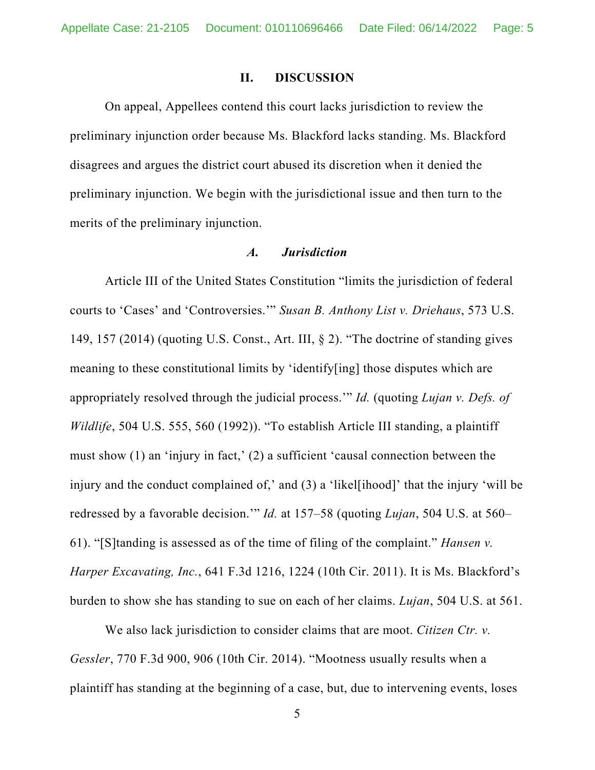## II. DISCUSSION

On appeal, Appellees contend this court lacks jurisdiction to review the preliminary injunction order because Ms. Blackford lacks standing. Ms. Blackford disagrees and argues the district court abused its discretion when it denied the preliminary injunction. We begin with the jurisdictional issue and then turn to the merits of the preliminary injunction.

### *A. Jurisdiction*

Article III of the United States Constitution "limits the jurisdiction of federal courts to 'Cases' and 'Controversies.'" *Susan B. Anthony List v. Driehaus*, 573 U.S. 149, 157 (2014) (quoting U.S. Const., Art. III, § 2). "The doctrine of standing gives meaning to these constitutional limits by 'identify[ing] those disputes which are appropriately resolved through the judicial process.'" *Id.* (quoting *Lujan v. Defs. of Wildlife*, 504 U.S. 555, 560 (1992)). "To establish Article III standing, a plaintiff must show (1) an 'injury in fact,' (2) a sufficient 'causal connection between the injury and the conduct complained of,' and (3) a 'likel[ihood]' that the injury 'will be redressed by a favorable decision.'" *Id.* at 157–58 (quoting *Lujan*, 504 U.S. at 560–61). "[S]tanding is assessed as of the time of filing of the complaint." *Hansen v. Harper Excavating, Inc.*, 641 F.3d 1216, 1224 (10th Cir. 2011). It is Ms. Blackford's burden to show she has standing to sue on each of her claims. *Lujan*, 504 U.S. at 561.

We also lack jurisdiction to consider claims that are moot. *Citizen Ctr. v. Gessler*, 770 F.3d 900, 906 (10th Cir. 2014). "Mootness usually results when a plaintiff has standing at the beginning of a case, but, due to intervening events, loses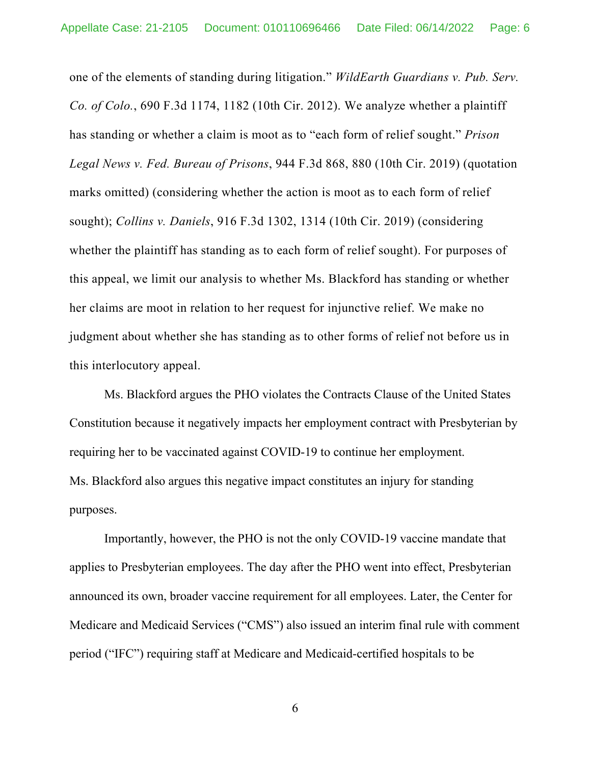one of the elements of standing during litigation." *WildEarth Guardians v. Pub. Serv. Co. of Colo.*, 690 F.3d 1174, 1182 (10th Cir. 2012). We analyze whether a plaintiff has standing or whether a claim is moot as to "each form of relief sought." *Prison Legal News v. Fed. Bureau of Prisons*, 944 F.3d 868, 880 (10th Cir. 2019) (quotation marks omitted) (considering whether the action is moot as to each form of relief sought); *Collins v. Daniels*, 916 F.3d 1302, 1314 (10th Cir. 2019) (considering whether the plaintiff has standing as to each form of relief sought). For purposes of this appeal, we limit our analysis to whether Ms. Blackford has standing or whether her claims are moot in relation to her request for injunctive relief. We make no judgment about whether she has standing as to other forms of relief not before us in this interlocutory appeal.

Ms. Blackford argues the PHO violates the Contracts Clause of the United States Constitution because it negatively impacts her employment contract with Presbyterian by requiring her to be vaccinated against COVID-19 to continue her employment. Ms. Blackford also argues this negative impact constitutes an injury for standing purposes.

Importantly, however, the PHO is not the only COVID-19 vaccine mandate that applies to Presbyterian employees. The day after the PHO went into effect, Presbyterian announced its own, broader vaccine requirement for all employees. Later, the Center for Medicare and Medicaid Services ("CMS") also issued an interim final rule with comment period ("IFC") requiring staff at Medicare and Medicaid-certified hospitals to be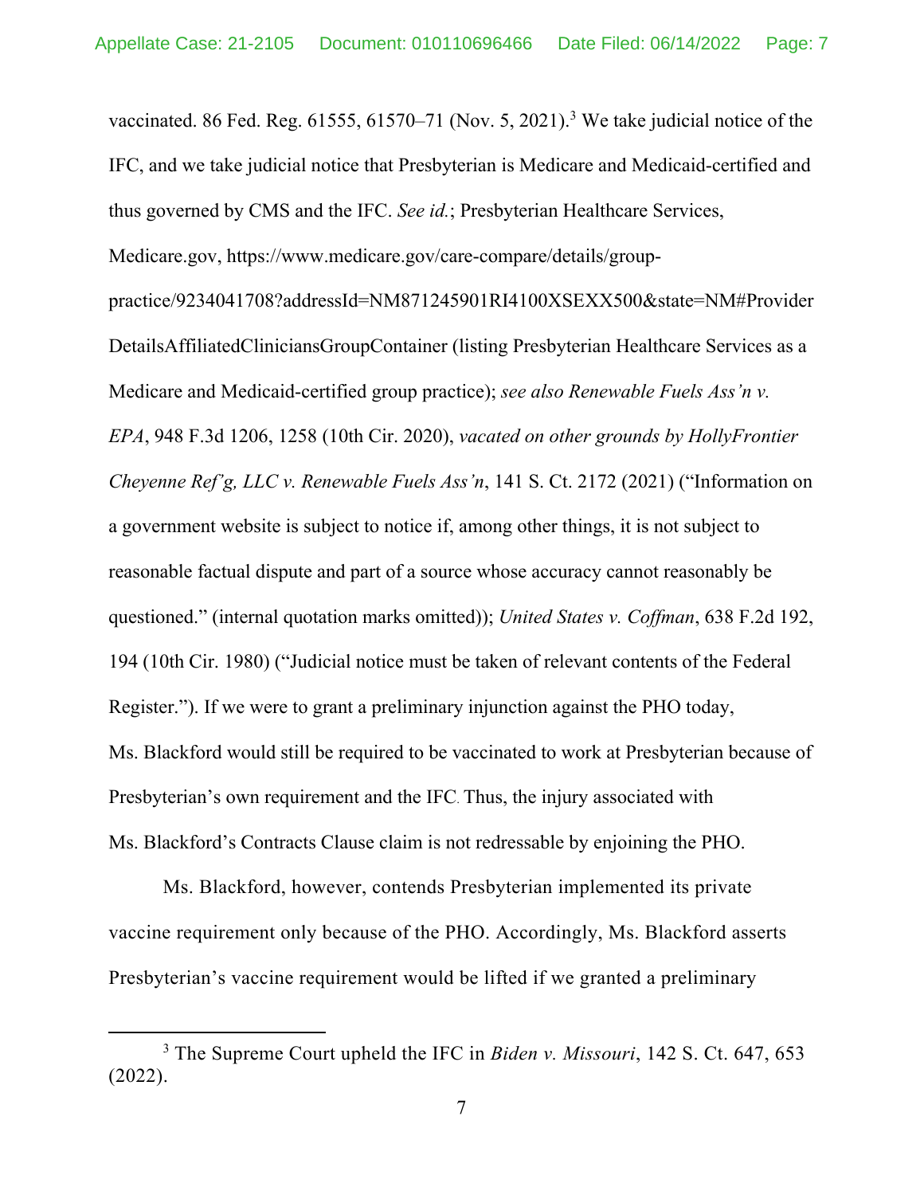vaccinated. 86 Fed. Reg. 61555, 61570–71 (Nov. 5, 2021).[3] We take judicial notice of the IFC, and we take judicial notice that Presbyterian is Medicare and Medicaid-certified and thus governed by CMS and the IFC. *See id.*; Presbyterian Healthcare Services, Medicare.gov, https://www.medicare.gov/care-compare/details/group-practice/9234041708?addressId=NM871245901RI4100XSEXX500&state=NM#ProviderDetailsAffiliatedCliniciansGroupContainer (listing Presbyterian Healthcare Services as a Medicare and Medicaid-certified group practice); *see also Renewable Fuels Ass'n v. EPA*, 948 F.3d 1206, 1258 (10th Cir. 2020), *vacated on other grounds by HollyFrontier Cheyenne Ref'g, LLC v. Renewable Fuels Ass'n*, 141 S. Ct. 2172 (2021) ("Information on a government website is subject to notice if, among other things, it is not subject to reasonable factual dispute and part of a source whose accuracy cannot reasonably be questioned." (internal quotation marks omitted)); *United States v. Coffman*, 638 F.2d 192, 194 (10th Cir. 1980) ("Judicial notice must be taken of relevant contents of the Federal Register."). If we were to grant a preliminary injunction against the PHO today, Ms. Blackford would still be required to be vaccinated to work at Presbyterian because of Presbyterian's own requirement and the IFC. Thus, the injury associated with Ms. Blackford's Contracts Clause claim is not redressable by enjoining the PHO.

Ms. Blackford, however, contends Presbyterian implemented its private vaccine requirement only because of the PHO. Accordingly, Ms. Blackford asserts Presbyterian's vaccine requirement would be lifted if we granted a preliminary

[3] The Supreme Court upheld the IFC in *Biden v. Missouri*, 142 S. Ct. 647, 653 (2022).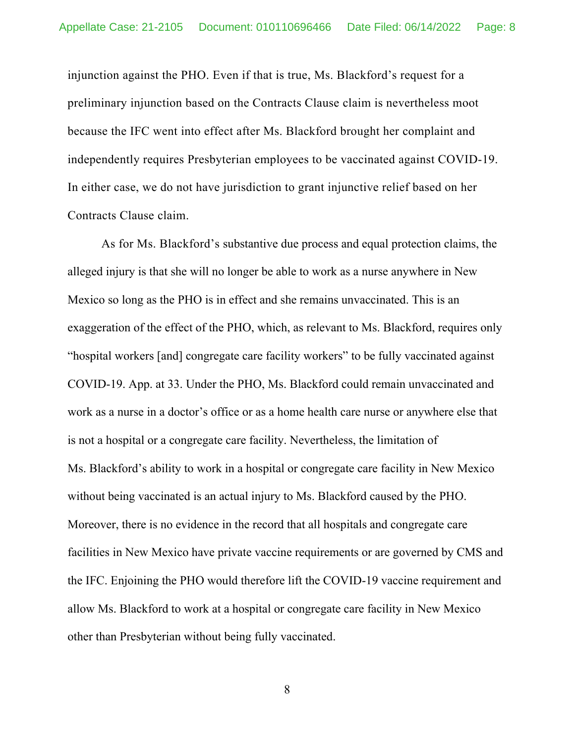injunction against the PHO. Even if that is true, Ms. Blackford's request for a preliminary injunction based on the Contracts Clause claim is nevertheless moot because the IFC went into effect after Ms. Blackford brought her complaint and independently requires Presbyterian employees to be vaccinated against COVID-19. In either case, we do not have jurisdiction to grant injunctive relief based on her Contracts Clause claim.

As for Ms. Blackford's substantive due process and equal protection claims, the alleged injury is that she will no longer be able to work as a nurse anywhere in New Mexico so long as the PHO is in effect and she remains unvaccinated. This is an exaggeration of the effect of the PHO, which, as relevant to Ms. Blackford, requires only "hospital workers [and] congregate care facility workers" to be fully vaccinated against COVID-19. App. at 33. Under the PHO, Ms. Blackford could remain unvaccinated and work as a nurse in a doctor's office or as a home health care nurse or anywhere else that is not a hospital or a congregate care facility. Nevertheless, the limitation of Ms. Blackford's ability to work in a hospital or congregate care facility in New Mexico without being vaccinated is an actual injury to Ms. Blackford caused by the PHO. Moreover, there is no evidence in the record that all hospitals and congregate care facilities in New Mexico have private vaccine requirements or are governed by CMS and the IFC. Enjoining the PHO would therefore lift the COVID-19 vaccine requirement and allow Ms. Blackford to work at a hospital or congregate care facility in New Mexico other than Presbyterian without being fully vaccinated.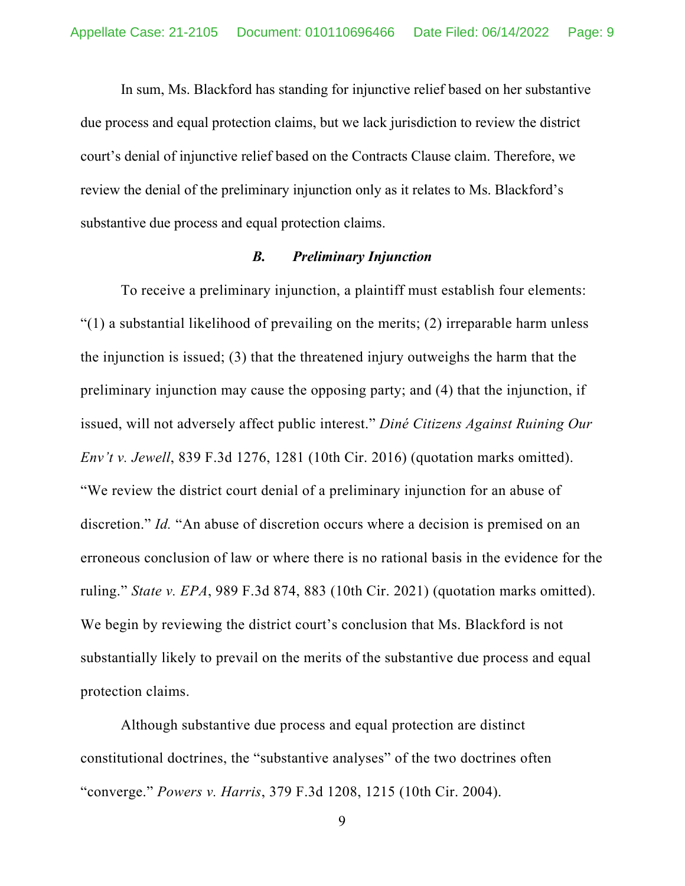In sum, Ms. Blackford has standing for injunctive relief based on her substantive due process and equal protection claims, but we lack jurisdiction to review the district court's denial of injunctive relief based on the Contracts Clause claim. Therefore, we review the denial of the preliminary injunction only as it relates to Ms. Blackford's substantive due process and equal protection claims.

### *B. Preliminary Injunction*

To receive a preliminary injunction, a plaintiff must establish four elements: "(1) a substantial likelihood of prevailing on the merits; (2) irreparable harm unless the injunction is issued; (3) that the threatened injury outweighs the harm that the preliminary injunction may cause the opposing party; and (4) that the injunction, if issued, will not adversely affect public interest." *Diné Citizens Against Ruining Our Env't v. Jewell*, 839 F.3d 1276, 1281 (10th Cir. 2016) (quotation marks omitted). "We review the district court denial of a preliminary injunction for an abuse of discretion." *Id.* "An abuse of discretion occurs where a decision is premised on an erroneous conclusion of law or where there is no rational basis in the evidence for the ruling." *State v. EPA*, 989 F.3d 874, 883 (10th Cir. 2021) (quotation marks omitted). We begin by reviewing the district court's conclusion that Ms. Blackford is not substantially likely to prevail on the merits of the substantive due process and equal protection claims.

Although substantive due process and equal protection are distinct constitutional doctrines, the "substantive analyses" of the two doctrines often "converge." *Powers v. Harris*, 379 F.3d 1208, 1215 (10th Cir. 2004).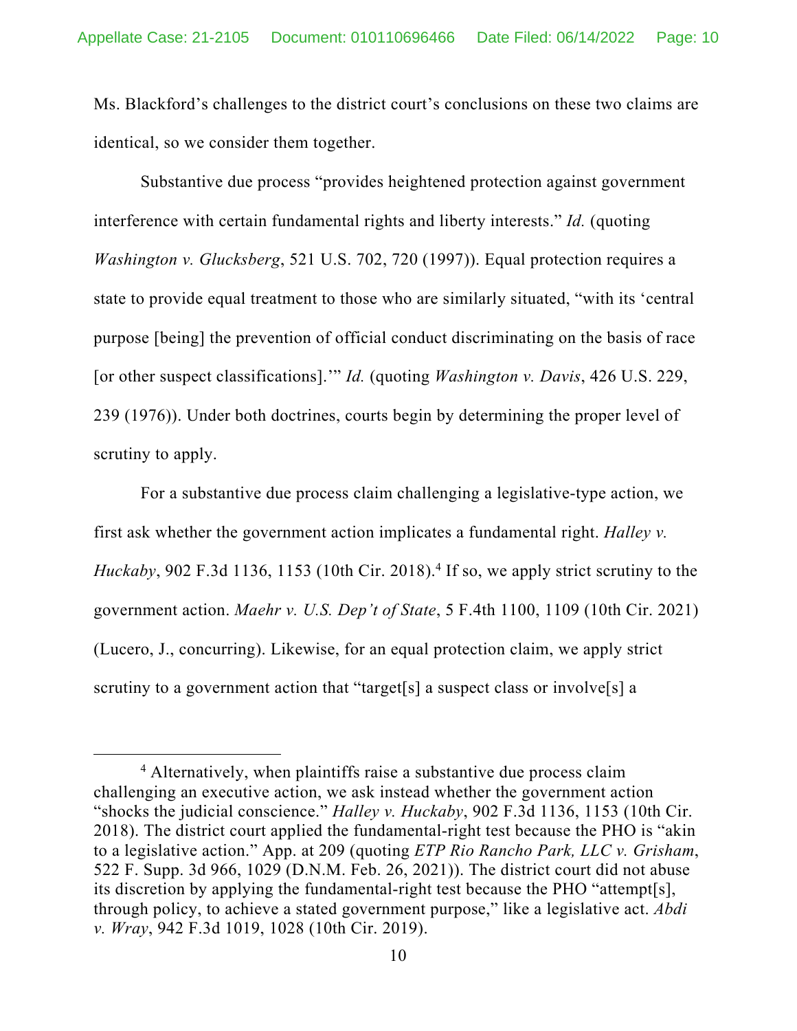Ms. Blackford's challenges to the district court's conclusions on these two claims are identical, so we consider them together.

Substantive due process "provides heightened protection against government interference with certain fundamental rights and liberty interests." *Id.* (quoting *Washington v. Glucksberg*, 521 U.S. 702, 720 (1997)). Equal protection requires a state to provide equal treatment to those who are similarly situated, "with its 'central purpose [being] the prevention of official conduct discriminating on the basis of race [or other suspect classifications].'" *Id.* (quoting *Washington v. Davis*, 426 U.S. 229, 239 (1976)). Under both doctrines, courts begin by determining the proper level of scrutiny to apply.

For a substantive due process claim challenging a legislative-type action, we first ask whether the government action implicates a fundamental right. *Halley v. Huckaby*, 902 F.3d 1136, 1153 (10th Cir. 2018).[4] If so, we apply strict scrutiny to the government action. *Maehr v. U.S. Dep't of State*, 5 F.4th 1100, 1109 (10th Cir. 2021) (Lucero, J., concurring). Likewise, for an equal protection claim, we apply strict scrutiny to a government action that "target[s] a suspect class or involve[s] a

---

[4] Alternatively, when plaintiffs raise a substantive due process claim challenging an executive action, we ask instead whether the government action "shocks the judicial conscience." *Halley v. Huckaby*, 902 F.3d 1136, 1153 (10th Cir. 2018). The district court applied the fundamental-right test because the PHO is "akin to a legislative action." App. at 209 (quoting *ETP Rio Rancho Park, LLC v. Grisham*, 522 F. Supp. 3d 966, 1029 (D.N.M. Feb. 26, 2021)). The district court did not abuse its discretion by applying the fundamental-right test because the PHO "attempt[s], through policy, to achieve a stated government purpose," like a legislative act. *Abdi v. Wray*, 942 F.3d 1019, 1028 (10th Cir. 2019).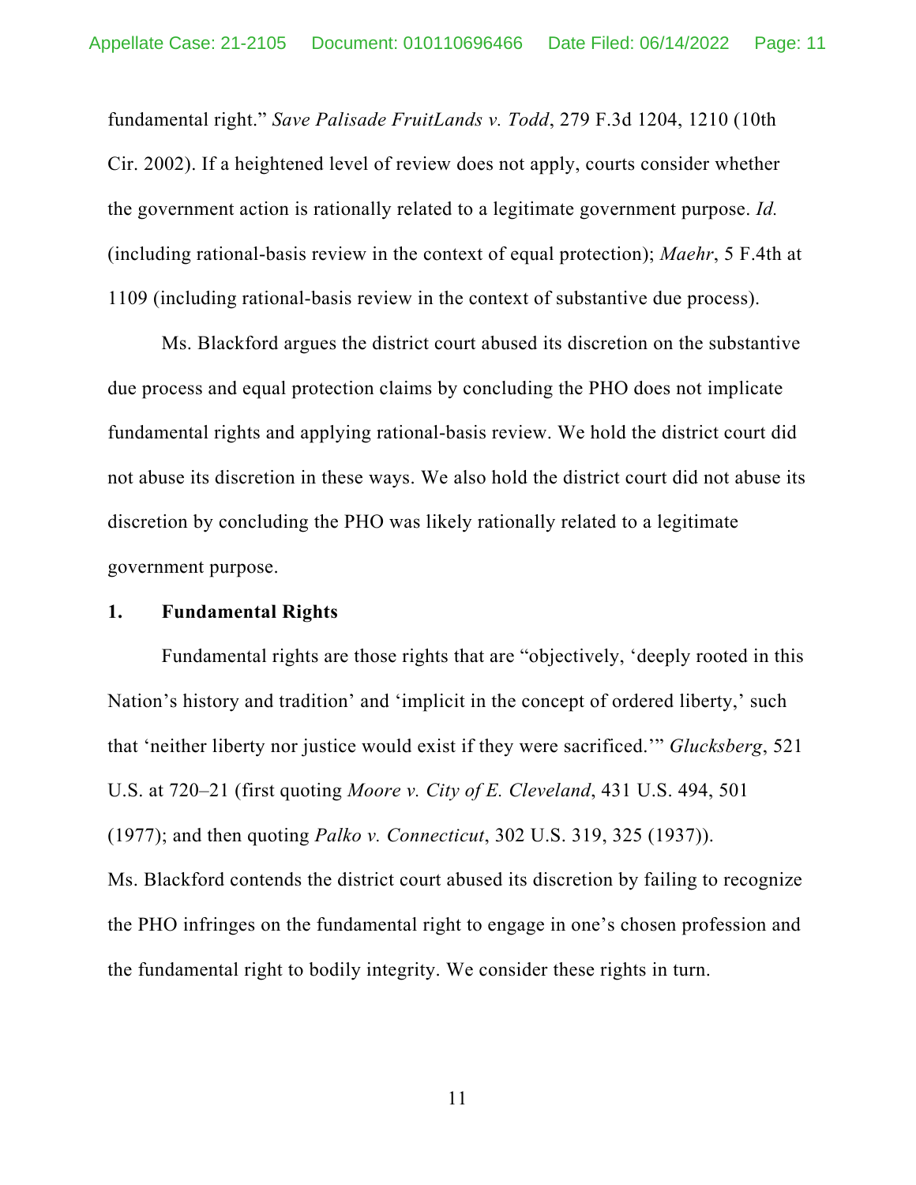fundamental right." *Save Palisade FruitLands v. Todd*, 279 F.3d 1204, 1210 (10th Cir. 2002). If a heightened level of review does not apply, courts consider whether the government action is rationally related to a legitimate government purpose. *Id.* (including rational-basis review in the context of equal protection); *Maehr*, 5 F.4th at 1109 (including rational-basis review in the context of substantive due process).

Ms. Blackford argues the district court abused its discretion on the substantive due process and equal protection claims by concluding the PHO does not implicate fundamental rights and applying rational-basis review. We hold the district court did not abuse its discretion in these ways. We also hold the district court did not abuse its discretion by concluding the PHO was likely rationally related to a legitimate government purpose.

**1. Fundamental Rights**

Fundamental rights are those rights that are "objectively, 'deeply rooted in this Nation's history and tradition' and 'implicit in the concept of ordered liberty,' such that 'neither liberty nor justice would exist if they were sacrificed.'" *Glucksberg*, 521 U.S. at 720–21 (first quoting *Moore v. City of E. Cleveland*, 431 U.S. 494, 501 (1977); and then quoting *Palko v. Connecticut*, 302 U.S. 319, 325 (1937)). Ms. Blackford contends the district court abused its discretion by failing to recognize the PHO infringes on the fundamental right to engage in one's chosen profession and the fundamental right to bodily integrity. We consider these rights in turn.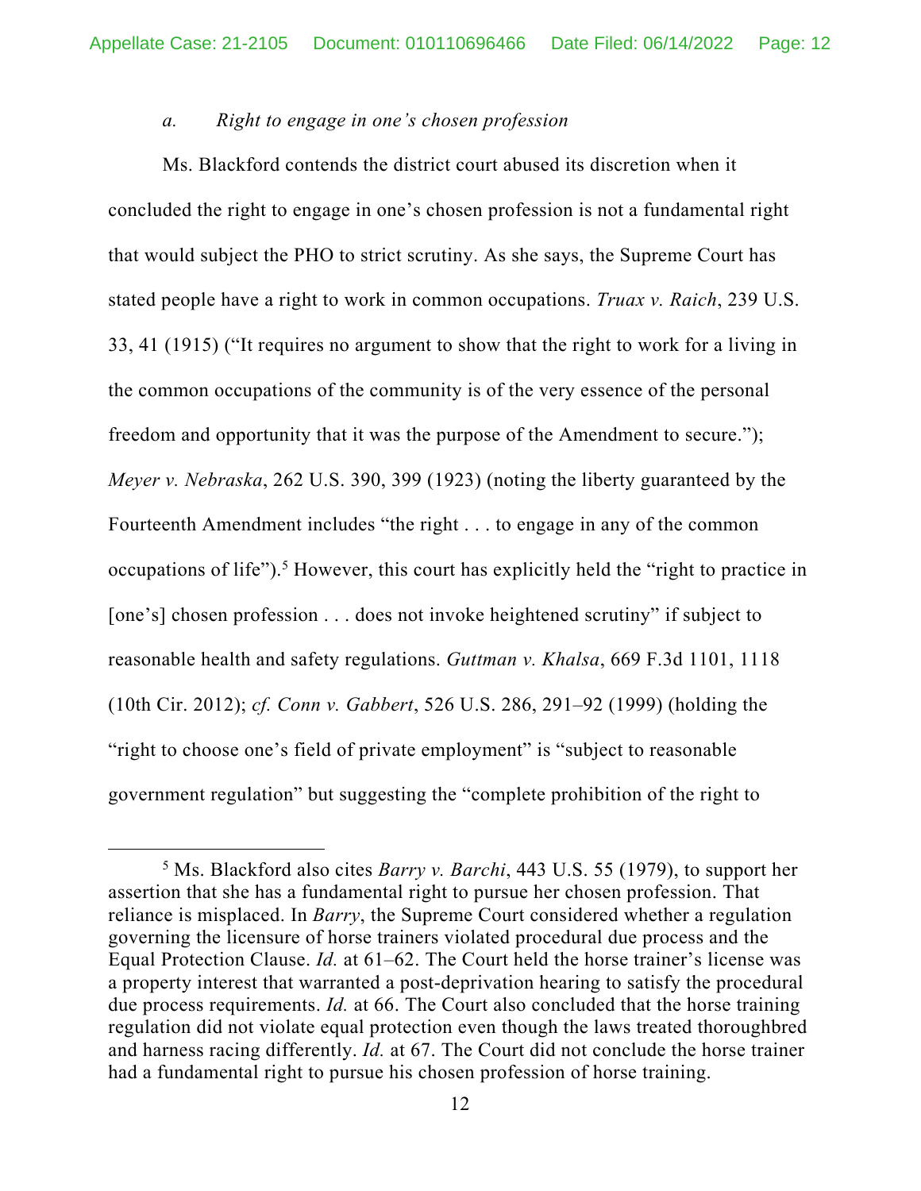*a. Right to engage in one's chosen profession*

Ms. Blackford contends the district court abused its discretion when it concluded the right to engage in one's chosen profession is not a fundamental right that would subject the PHO to strict scrutiny. As she says, the Supreme Court has stated people have a right to work in common occupations. *Truax v. Raich*, 239 U.S. 33, 41 (1915) ("It requires no argument to show that the right to work for a living in the common occupations of the community is of the very essence of the personal freedom and opportunity that it was the purpose of the Amendment to secure."); *Meyer v. Nebraska*, 262 U.S. 390, 399 (1923) (noting the liberty guaranteed by the Fourteenth Amendment includes "the right . . . to engage in any of the common occupations of life").[5] However, this court has explicitly held the "right to practice in [one's] chosen profession . . . does not invoke heightened scrutiny" if subject to reasonable health and safety regulations. *Guttman v. Khalsa*, 669 F.3d 1101, 1118 (10th Cir. 2012); *cf. Conn v. Gabbert*, 526 U.S. 286, 291–92 (1999) (holding the "right to choose one's field of private employment" is "subject to reasonable government regulation" but suggesting the "complete prohibition of the right to

[5] Ms. Blackford also cites *Barry v. Barchi*, 443 U.S. 55 (1979), to support her assertion that she has a fundamental right to pursue her chosen profession. That reliance is misplaced. In *Barry*, the Supreme Court considered whether a regulation governing the licensure of horse trainers violated procedural due process and the Equal Protection Clause. *Id.* at 61–62. The Court held the horse trainer's license was a property interest that warranted a post-deprivation hearing to satisfy the procedural due process requirements. *Id.* at 66. The Court also concluded that the horse training regulation did not violate equal protection even though the laws treated thoroughbred and harness racing differently. *Id.* at 67. The Court did not conclude the horse trainer had a fundamental right to pursue his chosen profession of horse training.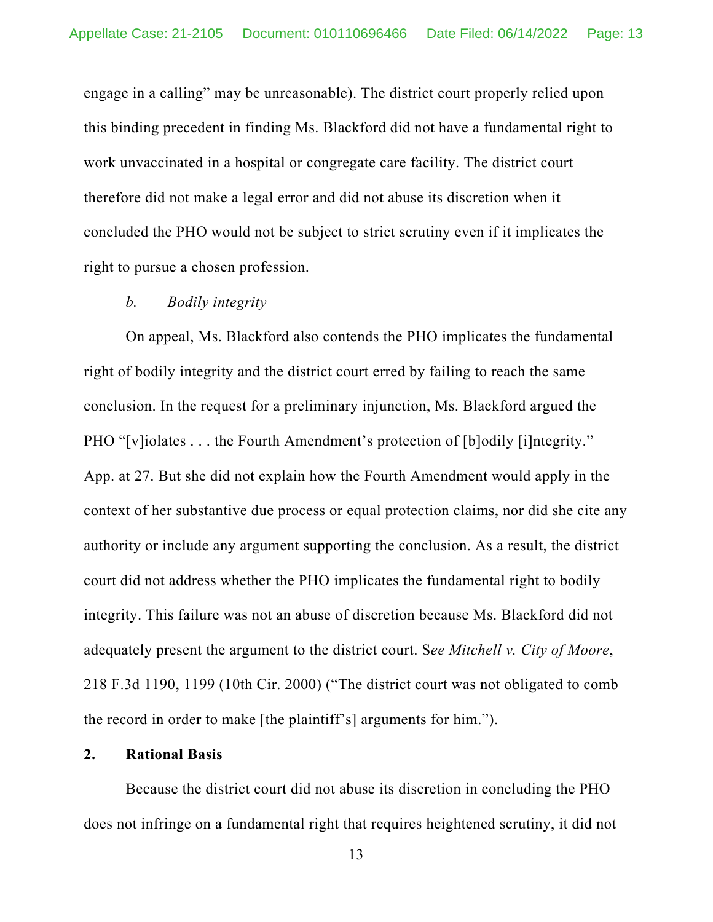engage in a calling" may be unreasonable). The district court properly relied upon this binding precedent in finding Ms. Blackford did not have a fundamental right to work unvaccinated in a hospital or congregate care facility. The district court therefore did not make a legal error and did not abuse its discretion when it concluded the PHO would not be subject to strict scrutiny even if it implicates the right to pursue a chosen profession.

*b. Bodily integrity*

On appeal, Ms. Blackford also contends the PHO implicates the fundamental right of bodily integrity and the district court erred by failing to reach the same conclusion. In the request for a preliminary injunction, Ms. Blackford argued the PHO "[v]iolates . . . the Fourth Amendment's protection of [b]odily [i]ntegrity." App. at 27. But she did not explain how the Fourth Amendment would apply in the context of her substantive due process or equal protection claims, nor did she cite any authority or include any argument supporting the conclusion. As a result, the district court did not address whether the PHO implicates the fundamental right to bodily integrity. This failure was not an abuse of discretion because Ms. Blackford did not adequately present the argument to the district court. S*ee Mitchell v. City of Moore*, 218 F.3d 1190, 1199 (10th Cir. 2000) ("The district court was not obligated to comb the record in order to make [the plaintiff's] arguments for him.").

**2. Rational Basis**

Because the district court did not abuse its discretion in concluding the PHO does not infringe on a fundamental right that requires heightened scrutiny, it did not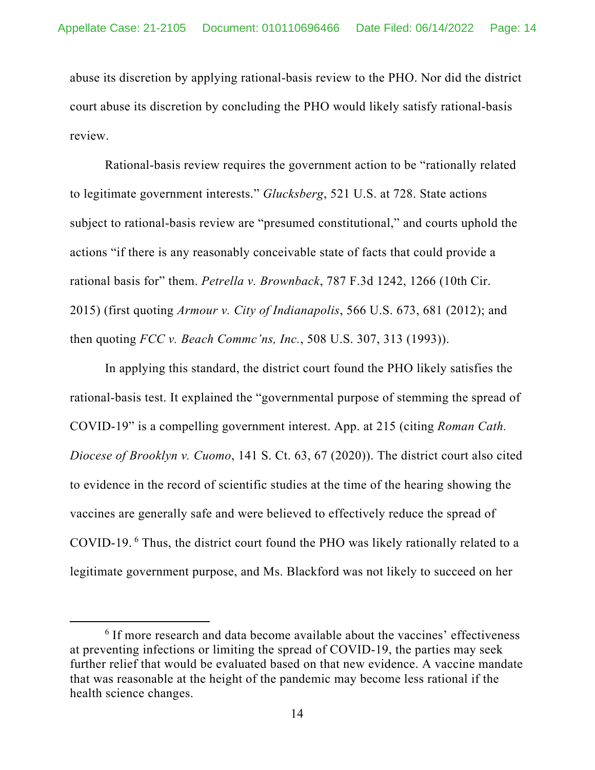abuse its discretion by applying rational-basis review to the PHO. Nor did the district court abuse its discretion by concluding the PHO would likely satisfy rational-basis review.

Rational-basis review requires the government action to be "rationally related to legitimate government interests." *Glucksberg*, 521 U.S. at 728. State actions subject to rational-basis review are "presumed constitutional," and courts uphold the actions "if there is any reasonably conceivable state of facts that could provide a rational basis for" them. *Petrella v. Brownback*, 787 F.3d 1242, 1266 (10th Cir. 2015) (first quoting *Armour v. City of Indianapolis*, 566 U.S. 673, 681 (2012); and then quoting *FCC v. Beach Commc'ns, Inc.*, 508 U.S. 307, 313 (1993)).

In applying this standard, the district court found the PHO likely satisfies the rational-basis test. It explained the "governmental purpose of stemming the spread of COVID-19" is a compelling government interest. App. at 215 (citing *Roman Cath. Diocese of Brooklyn v. Cuomo*, 141 S. Ct. 63, 67 (2020)). The district court also cited to evidence in the record of scientific studies at the time of the hearing showing the vaccines are generally safe and were believed to effectively reduce the spread of COVID-19. [6] Thus, the district court found the PHO was likely rationally related to a legitimate government purpose, and Ms. Blackford was not likely to succeed on her

[6] If more research and data become available about the vaccines' effectiveness at preventing infections or limiting the spread of COVID-19, the parties may seek further relief that would be evaluated based on that new evidence. A vaccine mandate that was reasonable at the height of the pandemic may become less rational if the health science changes.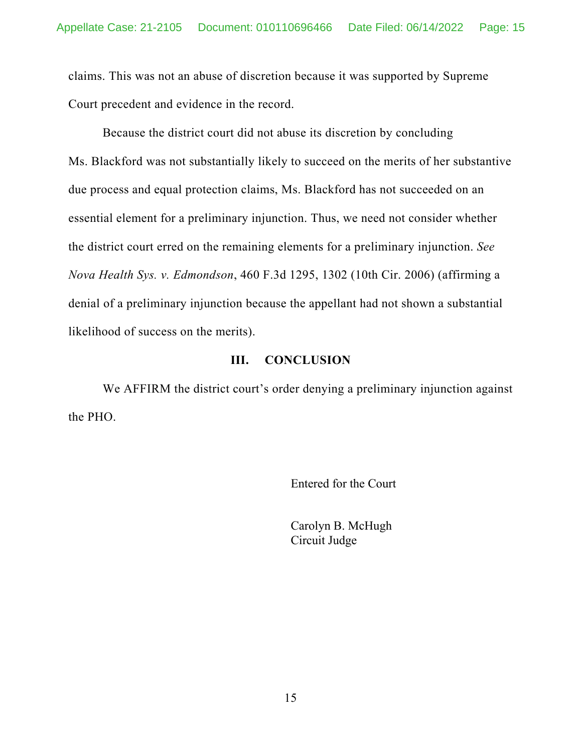claims. This was not an abuse of discretion because it was supported by Supreme Court precedent and evidence in the record.

Because the district court did not abuse its discretion by concluding Ms. Blackford was not substantially likely to succeed on the merits of her substantive due process and equal protection claims, Ms. Blackford has not succeeded on an essential element for a preliminary injunction. Thus, we need not consider whether the district court erred on the remaining elements for a preliminary injunction. *See Nova Health Sys. v. Edmondson*, 460 F.3d 1295, 1302 (10th Cir. 2006) (affirming a denial of a preliminary injunction because the appellant had not shown a substantial likelihood of success on the merits).

## III. CONCLUSION

We AFFIRM the district court's order denying a preliminary injunction against the PHO.

Entered for the Court

Carolyn B. McHugh
Circuit Judge